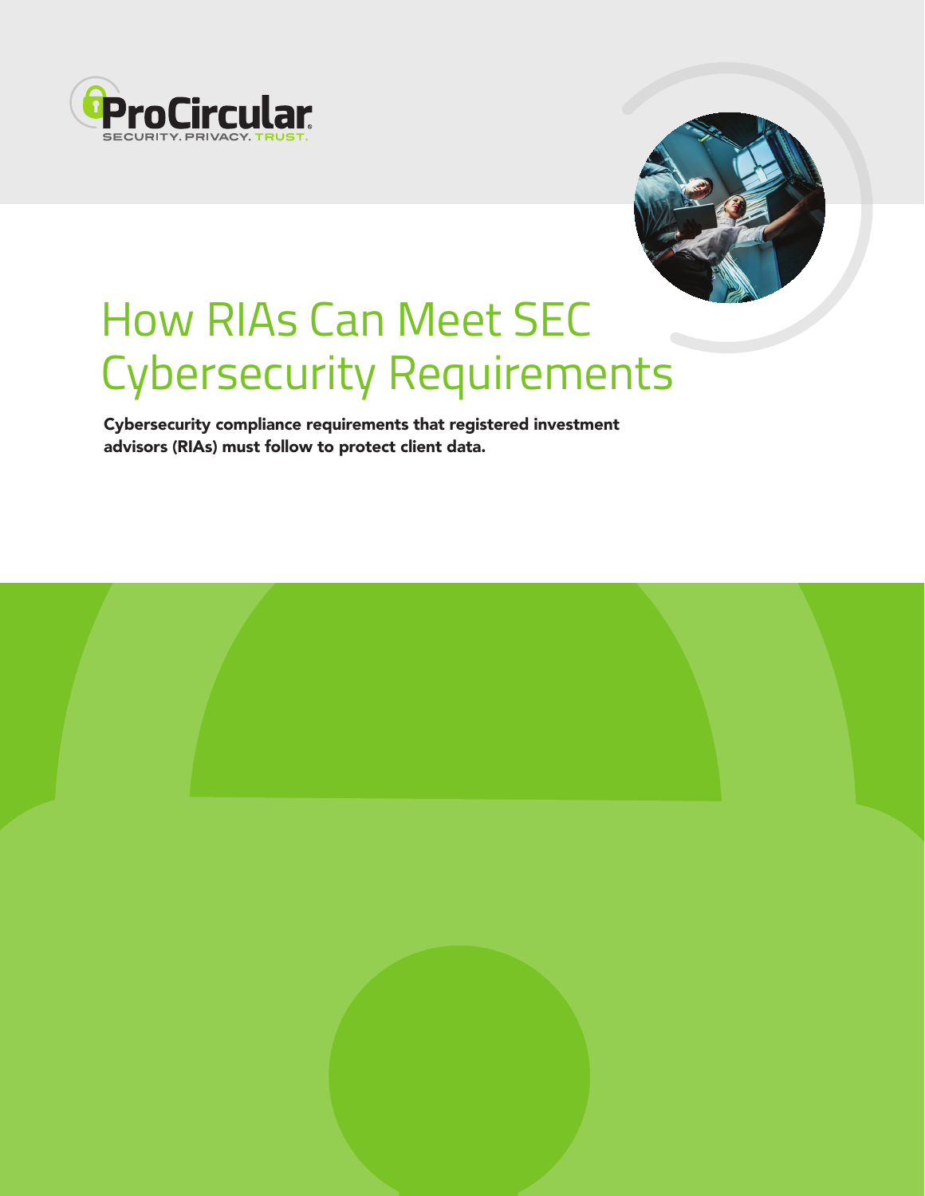ProCircular

SECURITY. PRIVACY. TRUST.

# How RIAs Can Meet SEC Cybersecurity Requirements

**Cybersecurity compliance requirements that registered investment advisors (RIAs) must follow to protect client data.**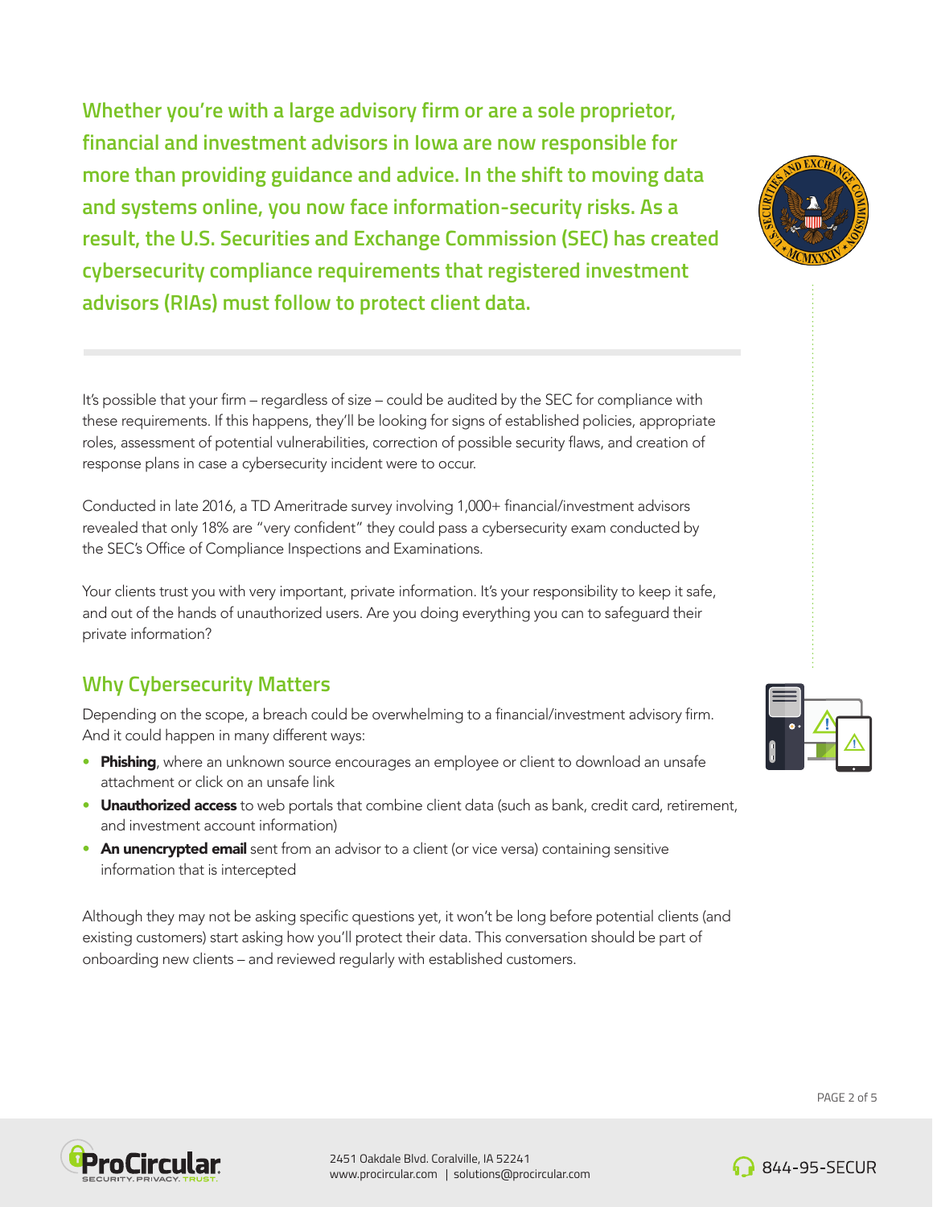**Whether you're with a large advisory firm or are a sole proprietor, financial and investment advisors in Iowa are now responsible for more than providing guidance and advice. In the shift to moving data and systems online, you now face information-security risks. As a result, the U.S. Securities and Exchange Commission (SEC) has created cybersecurity compliance requirements that registered investment advisors (RIAs) must follow to protect client data.**

It's possible that your firm – regardless of size – could be audited by the SEC for compliance with these requirements. If this happens, they'll be looking for signs of established policies, appropriate roles, assessment of potential vulnerabilities, correction of possible security flaws, and creation of response plans in case a cybersecurity incident were to occur.

Conducted in late 2016, a TD Ameritrade survey involving 1,000+ financial/investment advisors revealed that only 18% are "very confident" they could pass a cybersecurity exam conducted by the SEC's Office of Compliance Inspections and Examinations.

Your clients trust you with very important, private information. It's your responsibility to keep it safe, and out of the hands of unauthorized users. Are you doing everything you can to safeguard their private information?

## Why Cybersecurity Matters

Depending on the scope, a breach could be overwhelming to a financial/investment advisory firm. And it could happen in many different ways:

- **Phishing**, where an unknown source encourages an employee or client to download an unsafe attachment or click on an unsafe link
- **Unauthorized access** to web portals that combine client data (such as bank, credit card, retirement, and investment account information)
- **An unencrypted email** sent from an advisor to a client (or vice versa) containing sensitive information that is intercepted

Although they may not be asking specific questions yet, it won't be long before potential clients (and existing customers) start asking how you'll protect their data. This conversation should be part of onboarding new clients – and reviewed regularly with established customers.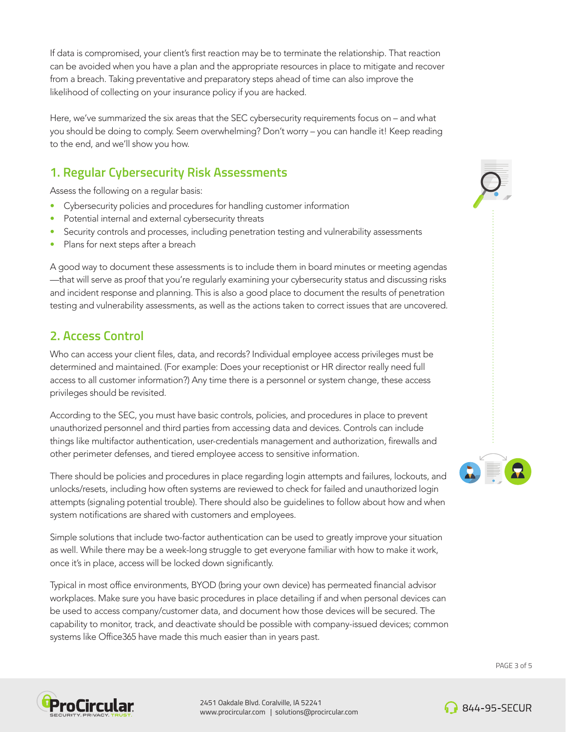If data is compromised, your client's first reaction may be to terminate the relationship. That reaction can be avoided when you have a plan and the appropriate resources in place to mitigate and recover from a breach. Taking preventative and preparatory steps ahead of time can also improve the likelihood of collecting on your insurance policy if you are hacked.

Here, we've summarized the six areas that the SEC cybersecurity requirements focus on – and what you should be doing to comply. Seem overwhelming? Don't worry – you can handle it! Keep reading to the end, and we'll show you how.

## 1. Regular Cybersecurity Risk Assessments

Assess the following on a regular basis:

- Cybersecurity policies and procedures for handling customer information
- Potential internal and external cybersecurity threats
- Security controls and processes, including penetration testing and vulnerability assessments
- Plans for next steps after a breach

A good way to document these assessments is to include them in board minutes or meeting agendas—that will serve as proof that you're regularly examining your cybersecurity status and discussing risks and incident response and planning. This is also a good place to document the results of penetration testing and vulnerability assessments, as well as the actions taken to correct issues that are uncovered.

## 2. Access Control

Who can access your client files, data, and records? Individual employee access privileges must be determined and maintained. (For example: Does your receptionist or HR director really need full access to all customer information?) Any time there is a personnel or system change, these access privileges should be revisited.

According to the SEC, you must have basic controls, policies, and procedures in place to prevent unauthorized personnel and third parties from accessing data and devices. Controls can include things like multifactor authentication, user-credentials management and authorization, firewalls and other perimeter defenses, and tiered employee access to sensitive information.

There should be policies and procedures in place regarding login attempts and failures, lockouts, and unlocks/resets, including how often systems are reviewed to check for failed and unauthorized login attempts (signaling potential trouble). There should also be guidelines to follow about how and when system notifications are shared with customers and employees.

Simple solutions that include two-factor authentication can be used to greatly improve your situation as well. While there may be a week-long struggle to get everyone familiar with how to make it work, once it's in place, access will be locked down significantly.

Typical in most office environments, BYOD (bring your own device) has permeated financial advisor workplaces. Make sure you have basic procedures in place detailing if and when personal devices can be used to access company/customer data, and document how those devices will be secured. The capability to monitor, track, and deactivate should be possible with company-issued devices; common systems like Office365 have made this much easier than in years past.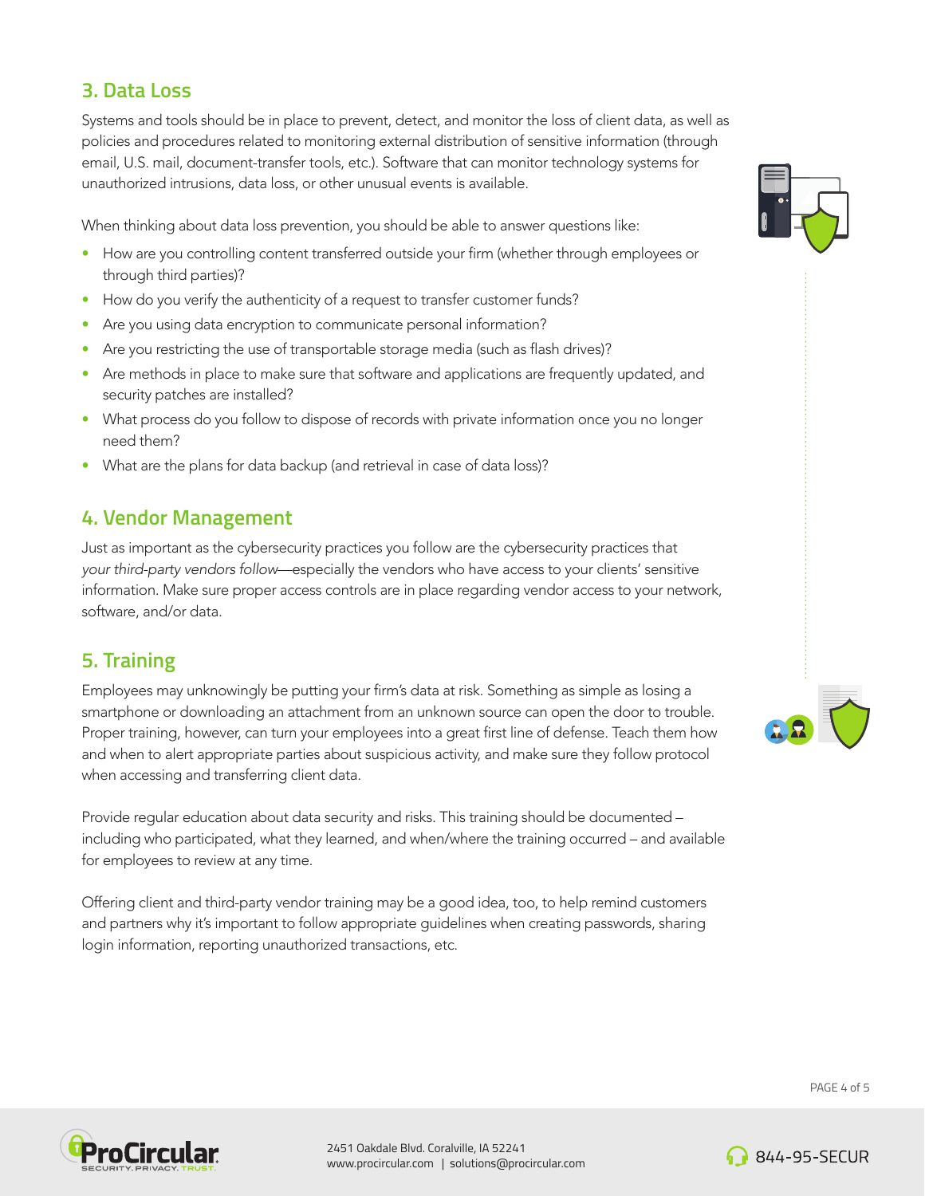## 3. Data Loss

Systems and tools should be in place to prevent, detect, and monitor the loss of client data, as well as policies and procedures related to monitoring external distribution of sensitive information (through email, U.S. mail, document-transfer tools, etc.). Software that can monitor technology systems for unauthorized intrusions, data loss, or other unusual events is available.

When thinking about data loss prevention, you should be able to answer questions like:

- How are you controlling content transferred outside your firm (whether through employees or through third parties)?
- How do you verify the authenticity of a request to transfer customer funds?
- Are you using data encryption to communicate personal information?
- Are you restricting the use of transportable storage media (such as flash drives)?
- Are methods in place to make sure that software and applications are frequently updated, and security patches are installed?
- What process do you follow to dispose of records with private information once you no longer need them?
- What are the plans for data backup (and retrieval in case of data loss)?

## 4. Vendor Management

Just as important as the cybersecurity practices you follow are the cybersecurity practices that *your third-party vendors follow*—especially the vendors who have access to your clients' sensitive information. Make sure proper access controls are in place regarding vendor access to your network, software, and/or data.

## 5. Training

Employees may unknowingly be putting your firm's data at risk. Something as simple as losing a smartphone or downloading an attachment from an unknown source can open the door to trouble. Proper training, however, can turn your employees into a great first line of defense. Teach them how and when to alert appropriate parties about suspicious activity, and make sure they follow protocol when accessing and transferring client data.

Provide regular education about data security and risks. This training should be documented – including who participated, what they learned, and when/where the training occurred – and available for employees to review at any time.

Offering client and third-party vendor training may be a good idea, too, to help remind customers and partners why it's important to follow appropriate guidelines when creating passwords, sharing login information, reporting unauthorized transactions, etc.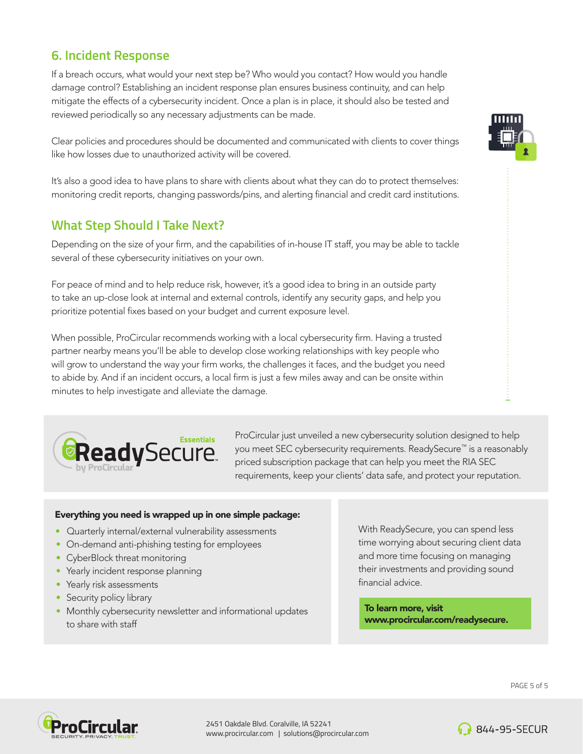## 6. Incident Response

If a breach occurs, what would your next step be? Who would you contact? How would you handle damage control? Establishing an incident response plan ensures business continuity, and can help mitigate the effects of a cybersecurity incident. Once a plan is in place, it should also be tested and reviewed periodically so any necessary adjustments can be made.

Clear policies and procedures should be documented and communicated with clients to cover things like how losses due to unauthorized activity will be covered.

It's also a good idea to have plans to share with clients about what they can do to protect themselves: monitoring credit reports, changing passwords/pins, and alerting financial and credit card institutions.

## What Step Should I Take Next?

Depending on the size of your firm, and the capabilities of in-house IT staff, you may be able to tackle several of these cybersecurity initiatives on your own.

For peace of mind and to help reduce risk, however, it's a good idea to bring in an outside party to take an up-close look at internal and external controls, identify any security gaps, and help you prioritize potential fixes based on your budget and current exposure level.

When possible, ProCircular recommends working with a local cybersecurity firm. Having a trusted partner nearby means you'll be able to develop close working relationships with key people who will grow to understand the way your firm works, the challenges it faces, and the budget you need to abide by. And if an incident occurs, a local firm is just a few miles away and can be onsite within minutes to help investigate and alleviate the damage.

**ReadySecure Essentials by ProCircular**

ProCircular just unveiled a new cybersecurity solution designed to help you meet SEC cybersecurity requirements. ReadySecure™ is a reasonably priced subscription package that can help you meet the RIA SEC requirements, keep your clients' data safe, and protect your reputation.

**Everything you need is wrapped up in one simple package:**

- Quarterly internal/external vulnerability assessments
- On-demand anti-phishing testing for employees
- CyberBlock threat monitoring
- Yearly incident response planning
- Yearly risk assessments
- Security policy library
- Monthly cybersecurity newsletter and informational updates to share with staff

With ReadySecure, you can spend less time worrying about securing client data and more time focusing on managing their investments and providing sound financial advice.

**To learn more, visit www.procircular.com/readysecure.**

ProCircular — SECURITY. PRIVACY. TRUST.

2451 Oakdale Blvd. Coralville, IA 52241
www.procircular.com | solutions@procircular.com

844-95-SECUR